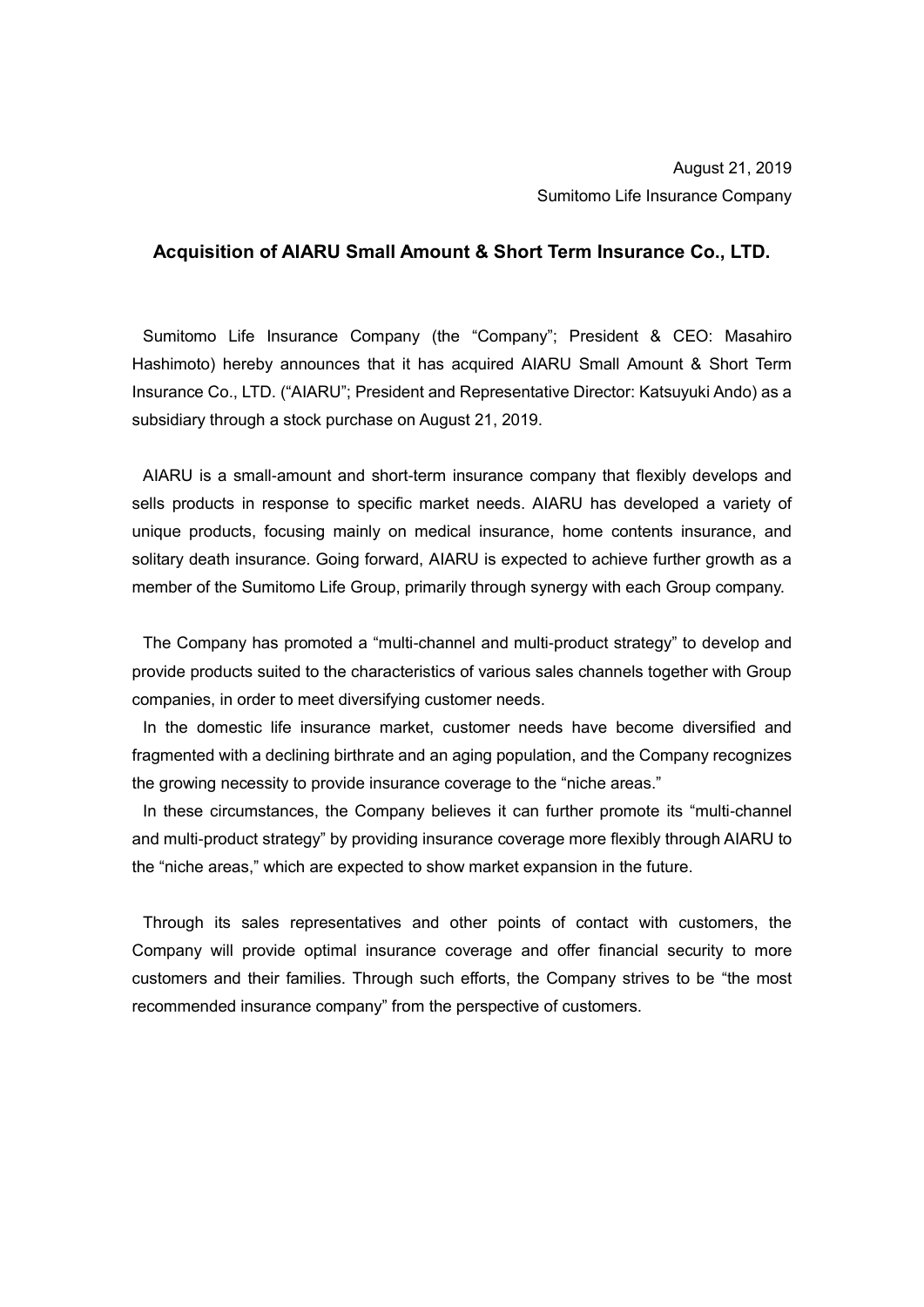August 21, 2019
Sumitomo Life Insurance Company

## Acquisition of AIARU Small Amount & Short Term Insurance Co., LTD.

Sumitomo Life Insurance Company (the "Company"; President & CEO: Masahiro Hashimoto) hereby announces that it has acquired AIARU Small Amount & Short Term Insurance Co., LTD. ("AIARU"; President and Representative Director: Katsuyuki Ando) as a subsidiary through a stock purchase on August 21, 2019.

AIARU is a small-amount and short-term insurance company that flexibly develops and sells products in response to specific market needs. AIARU has developed a variety of unique products, focusing mainly on medical insurance, home contents insurance, and solitary death insurance. Going forward, AIARU is expected to achieve further growth as a member of the Sumitomo Life Group, primarily through synergy with each Group company.

The Company has promoted a "multi-channel and multi-product strategy" to develop and provide products suited to the characteristics of various sales channels together with Group companies, in order to meet diversifying customer needs.

In the domestic life insurance market, customer needs have become diversified and fragmented with a declining birthrate and an aging population, and the Company recognizes the growing necessity to provide insurance coverage to the "niche areas."

In these circumstances, the Company believes it can further promote its "multi-channel and multi-product strategy" by providing insurance coverage more flexibly through AIARU to the "niche areas," which are expected to show market expansion in the future.

Through its sales representatives and other points of contact with customers, the Company will provide optimal insurance coverage and offer financial security to more customers and their families. Through such efforts, the Company strives to be "the most recommended insurance company" from the perspective of customers.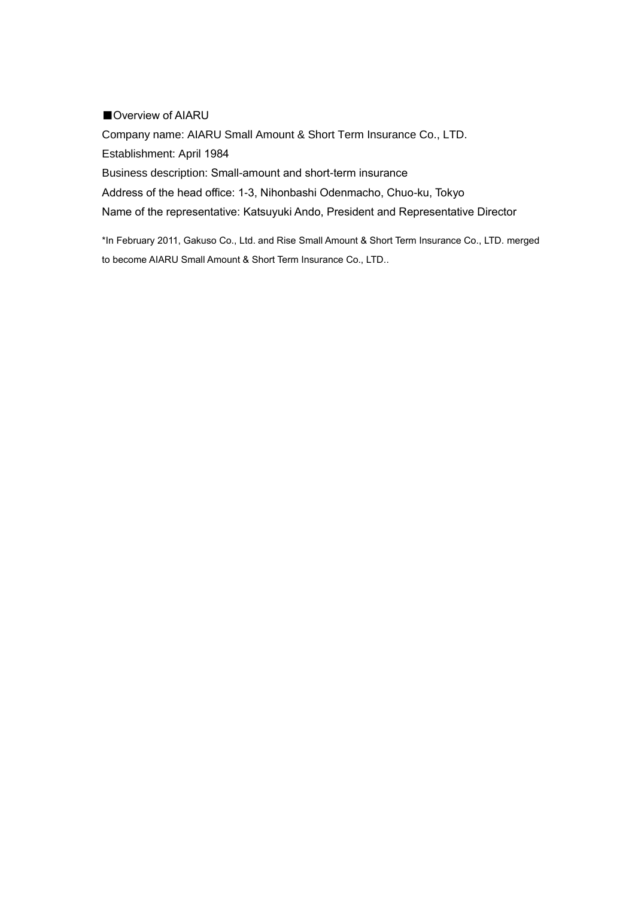■Overview of AIARU

Company name: AIARU Small Amount & Short Term Insurance Co., LTD.

Establishment: April 1984

Business description: Small-amount and short-term insurance

Address of the head office: 1-3, Nihonbashi Odenmacho, Chuo-ku, Tokyo

Name of the representative: Katsuyuki Ando, President and Representative Director

*In February 2011, Gakuso Co., Ltd. and Rise Small Amount & Short Term Insurance Co., LTD. merged to become AIARU Small Amount & Short Term Insurance Co., LTD..